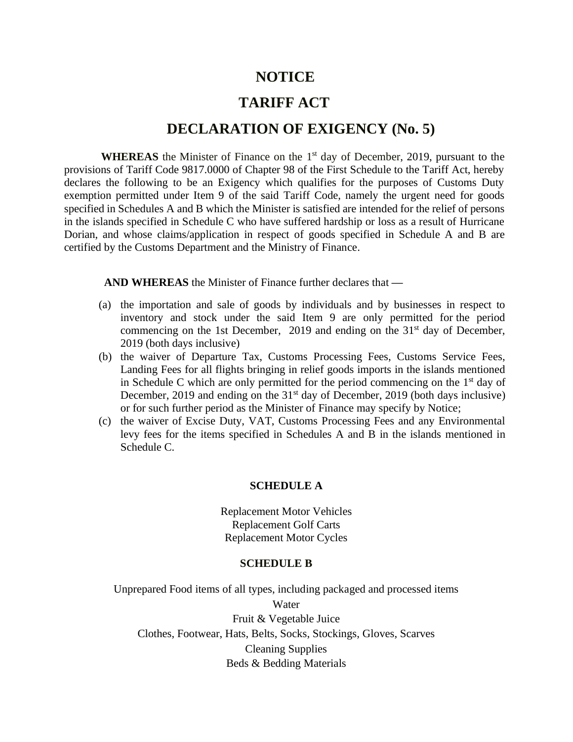# NOTICE

# TARIFF ACT

# DECLARATION OF EXIGENCY (No. 5)

**WHEREAS** the Minister of Finance on the 1st day of December, 2019, pursuant to the provisions of Tariff Code 9817.0000 of Chapter 98 of the First Schedule to the Tariff Act, hereby declares the following to be an Exigency which qualifies for the purposes of Customs Duty exemption permitted under Item 9 of the said Tariff Code, namely the urgent need for goods specified in Schedules A and B which the Minister is satisfied are intended for the relief of persons in the islands specified in Schedule C who have suffered hardship or loss as a result of Hurricane Dorian, and whose claims/application in respect of goods specified in Schedule A and B are certified by the Customs Department and the Ministry of Finance.

**AND WHEREAS** the Minister of Finance further declares that —

(a) the importation and sale of goods by individuals and by businesses in respect to inventory and stock under the said Item 9 are only permitted for the period commencing on the 1st December, 2019 and ending on the 31st day of December, 2019 (both days inclusive)

(b) the waiver of Departure Tax, Customs Processing Fees, Customs Service Fees, Landing Fees for all flights bringing in relief goods imports in the islands mentioned in Schedule C which are only permitted for the period commencing on the 1st day of December, 2019 and ending on the 31st day of December, 2019 (both days inclusive) or for such further period as the Minister of Finance may specify by Notice;

(c) the waiver of Excise Duty, VAT, Customs Processing Fees and any Environmental levy fees for the items specified in Schedules A and B in the islands mentioned in Schedule C.

**SCHEDULE A**

Replacement Motor Vehicles
Replacement Golf Carts
Replacement Motor Cycles

**SCHEDULE B**

Unprepared Food items of all types, including packaged and processed items
Water
Fruit & Vegetable Juice
Clothes, Footwear, Hats, Belts, Socks, Stockings, Gloves, Scarves
Cleaning Supplies
Beds & Bedding Materials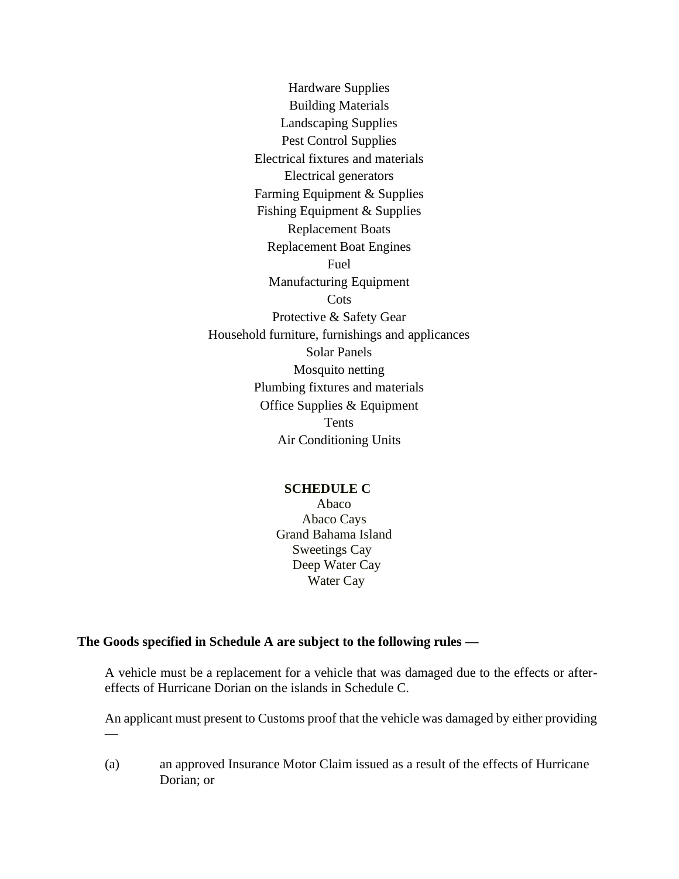Hardware Supplies
Building Materials
Landscaping Supplies
Pest Control Supplies
Electrical fixtures and materials
Electrical generators
Farming Equipment & Supplies
Fishing Equipment & Supplies
Replacement Boats
Replacement Boat Engines
Fuel
Manufacturing Equipment
Cots
Protective & Safety Gear
Household furniture, furnishings and applicances
Solar Panels
Mosquito netting
Plumbing fixtures and materials
Office Supplies & Equipment
Tents
Air Conditioning Units

**SCHEDULE C**

Abaco
Abaco Cays
Grand Bahama Island
Sweetings Cay
Deep Water Cay
Water Cay

**The Goods specified in Schedule A are subject to the following rules —**

A vehicle must be a replacement for a vehicle that was damaged due to the effects or after-effects of Hurricane Dorian on the islands in Schedule C.

An applicant must present to Customs proof that the vehicle was damaged by either providing —

(a) an approved Insurance Motor Claim issued as a result of the effects of Hurricane Dorian; or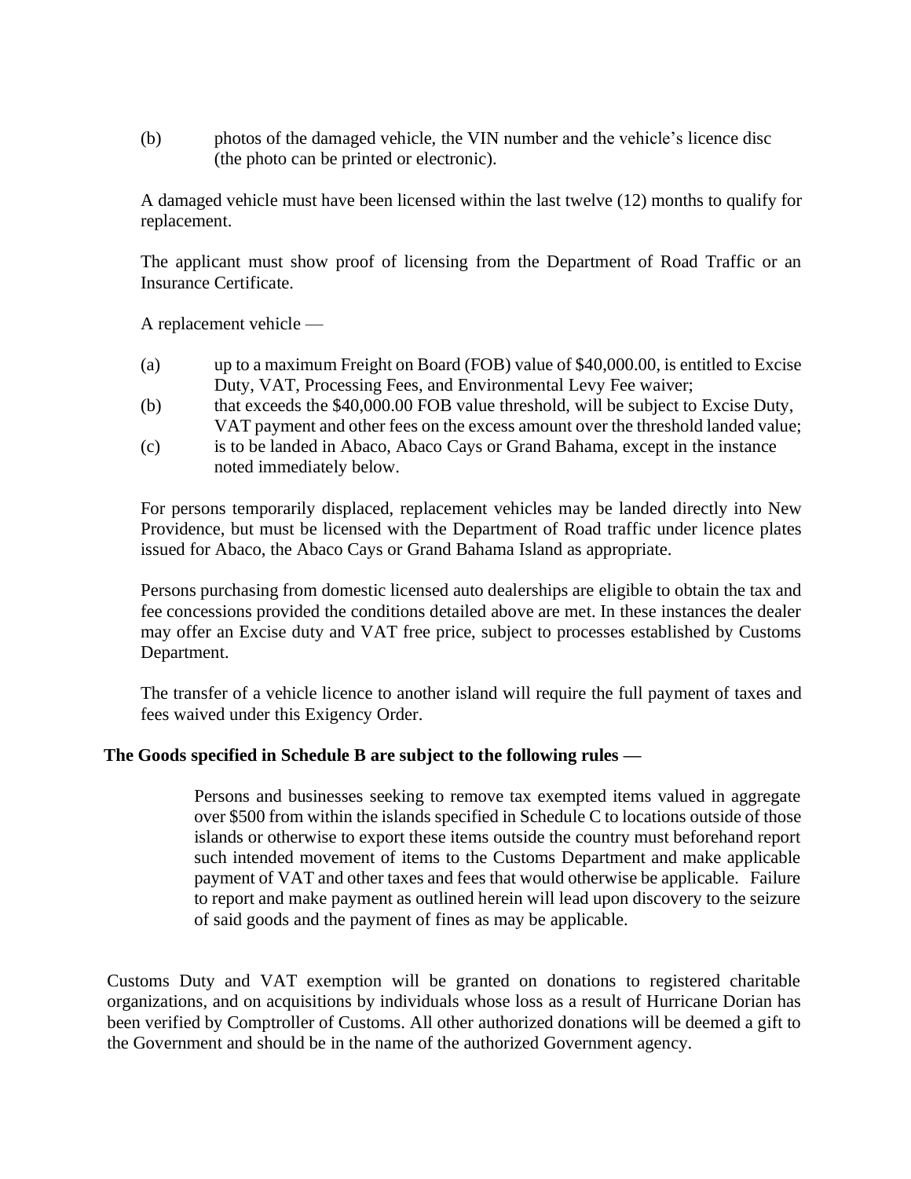(b) photos of the damaged vehicle, the VIN number and the vehicle's licence disc (the photo can be printed or electronic).

A damaged vehicle must have been licensed within the last twelve (12) months to qualify for replacement.

The applicant must show proof of licensing from the Department of Road Traffic or an Insurance Certificate.

A replacement vehicle —

(a) up to a maximum Freight on Board (FOB) value of $40,000.00, is entitled to Excise Duty, VAT, Processing Fees, and Environmental Levy Fee waiver;

(b) that exceeds the $40,000.00 FOB value threshold, will be subject to Excise Duty, VAT payment and other fees on the excess amount over the threshold landed value;

(c) is to be landed in Abaco, Abaco Cays or Grand Bahama, except in the instance noted immediately below.

For persons temporarily displaced, replacement vehicles may be landed directly into New Providence, but must be licensed with the Department of Road traffic under licence plates issued for Abaco, the Abaco Cays or Grand Bahama Island as appropriate.

Persons purchasing from domestic licensed auto dealerships are eligible to obtain the tax and fee concessions provided the conditions detailed above are met. In these instances the dealer may offer an Excise duty and VAT free price, subject to processes established by Customs Department.

The transfer of a vehicle licence to another island will require the full payment of taxes and fees waived under this Exigency Order.

**The Goods specified in Schedule B are subject to the following rules —**

Persons and businesses seeking to remove tax exempted items valued in aggregate over $500 from within the islands specified in Schedule C to locations outside of those islands or otherwise to export these items outside the country must beforehand report such intended movement of items to the Customs Department and make applicable payment of VAT and other taxes and fees that would otherwise be applicable. Failure to report and make payment as outlined herein will lead upon discovery to the seizure of said goods and the payment of fines as may be applicable.

Customs Duty and VAT exemption will be granted on donations to registered charitable organizations, and on acquisitions by individuals whose loss as a result of Hurricane Dorian has been verified by Comptroller of Customs. All other authorized donations will be deemed a gift to the Government and should be in the name of the authorized Government agency.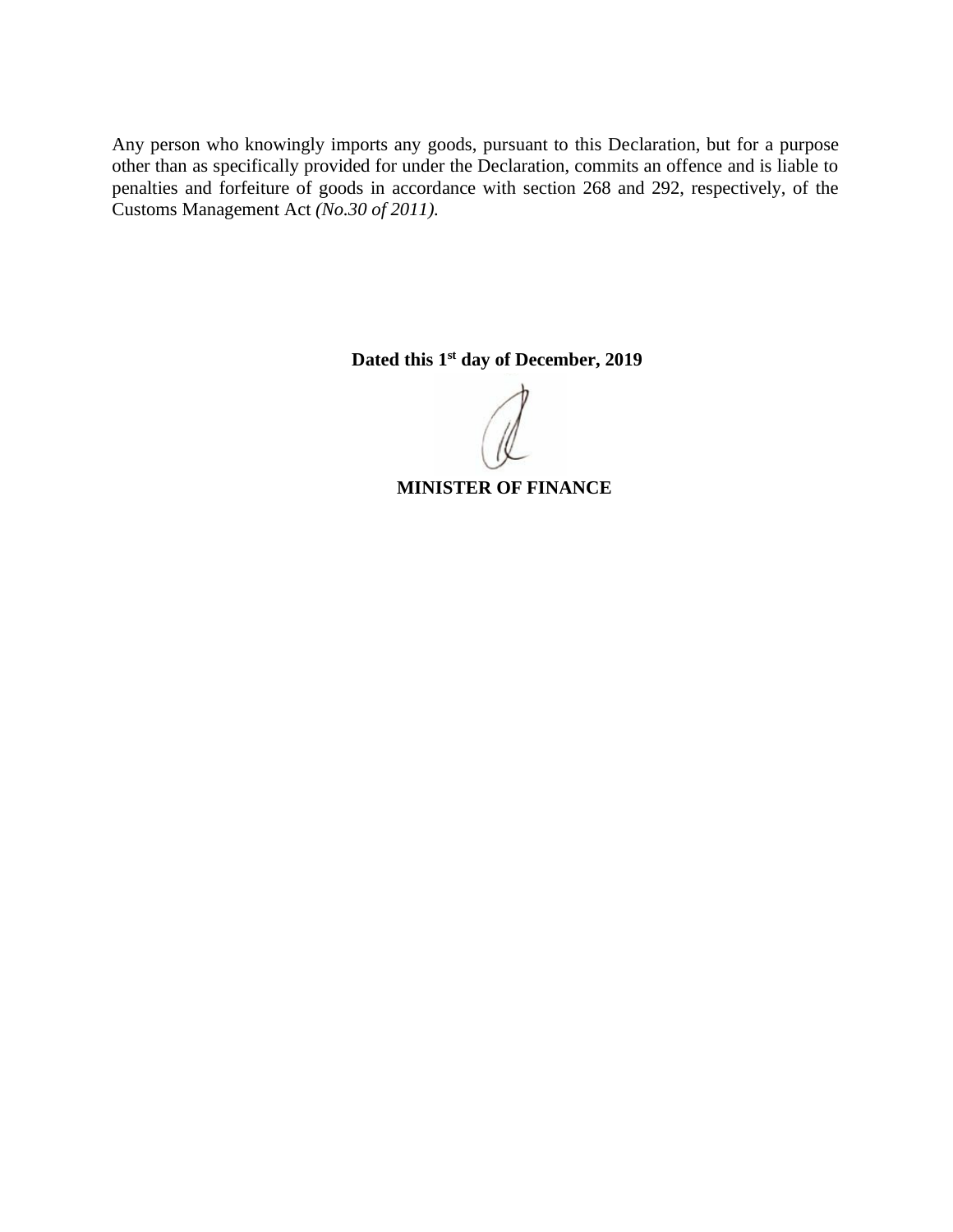Any person who knowingly imports any goods, pursuant to this Declaration, but for a purpose other than as specifically provided for under the Declaration, commits an offence and is liable to penalties and forfeiture of goods in accordance with section 268 and 292, respectively, of the Customs Management Act *(No.30 of 2011).*

**Dated this 1st day of December, 2019**

**MINISTER OF FINANCE**